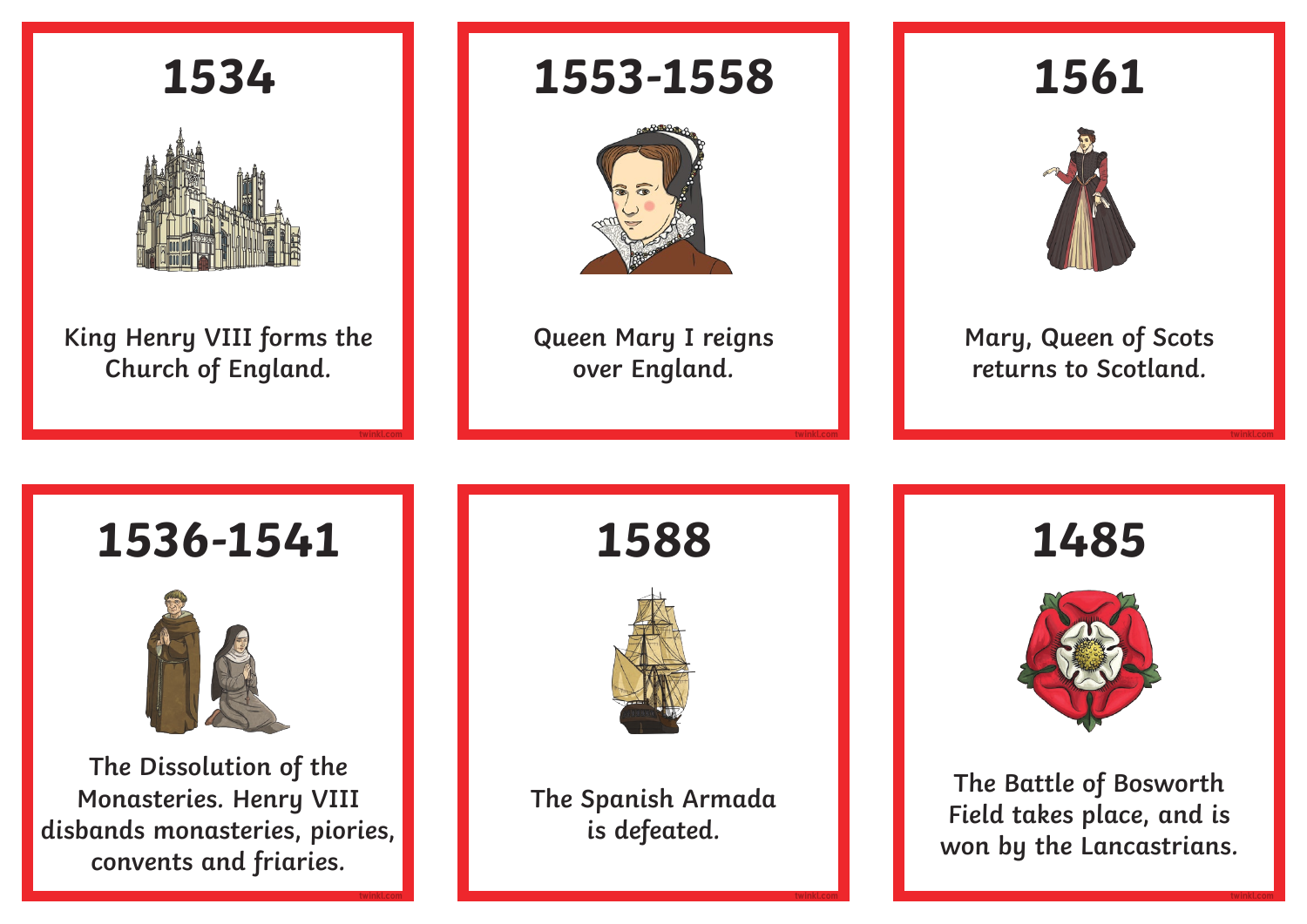## 1534

King Henry VIII forms the Church of England.

## 1553-1558

Queen Mary I reigns over England.

## 1561

Mary, Queen of Scots returns to Scotland.

## 1536-1541

The Dissolution of the Monasteries. Henry VIII disbands monasteries, piories, convents and friaries.

## 1588

The Spanish Armada is defeated.

## 1485

The Battle of Bosworth Field takes place, and is won by the Lancastrians.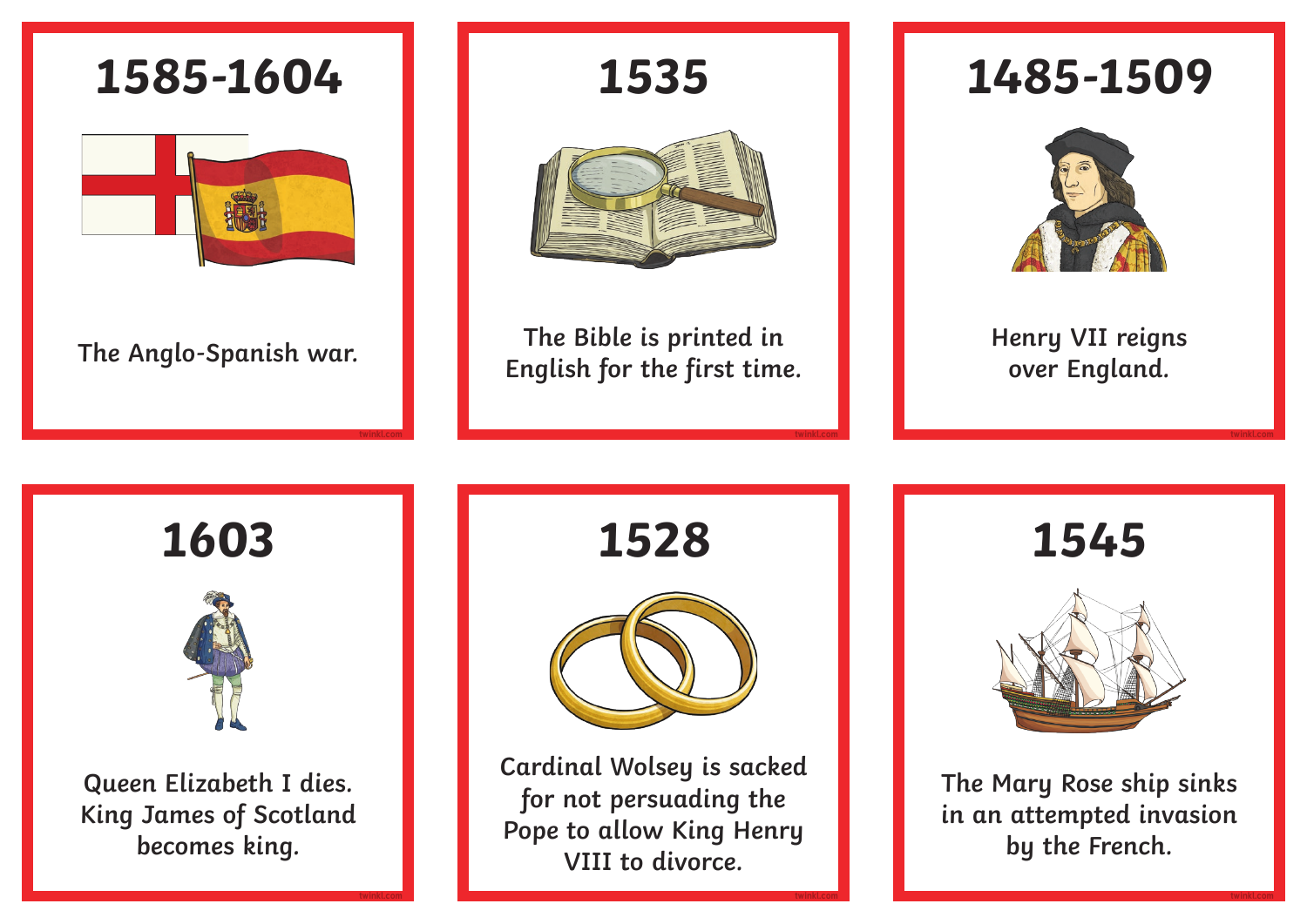## 1585-1604

The Anglo-Spanish war.

## 1535

The Bible is printed in English for the first time.

## 1485-1509

Henry VII reigns over England.

## 1603

Queen Elizabeth I dies. King James of Scotland becomes king.

## 1528

Cardinal Wolsey is sacked for not persuading the Pope to allow King Henry VIII to divorce.

## 1545

The Mary Rose ship sinks in an attempted invasion by the French.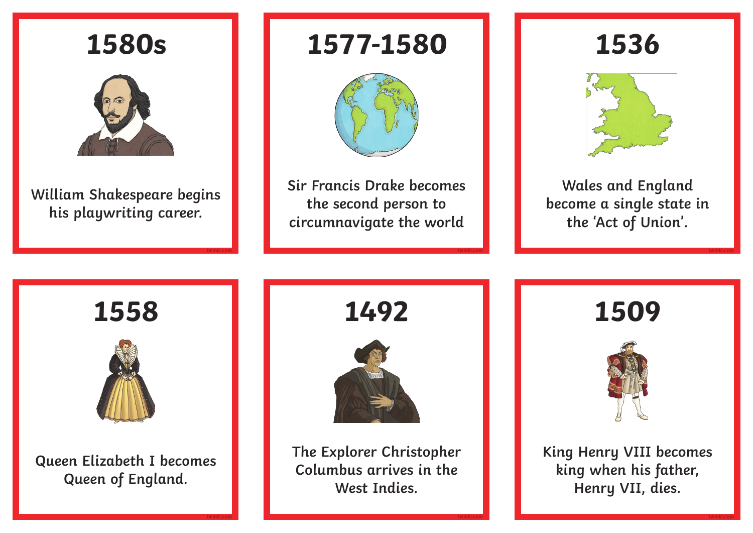## 1580s

William Shakespeare begins his playwriting career.

## 1577-1580

Sir Francis Drake becomes the second person to circumnavigate the world

## 1536

Wales and England become a single state in the 'Act of Union'.

## 1558

Queen Elizabeth I becomes Queen of England.

## 1492

The Explorer Christopher Columbus arrives in the West Indies.

## 1509

King Henry VIII becomes king when his father, Henry VII, dies.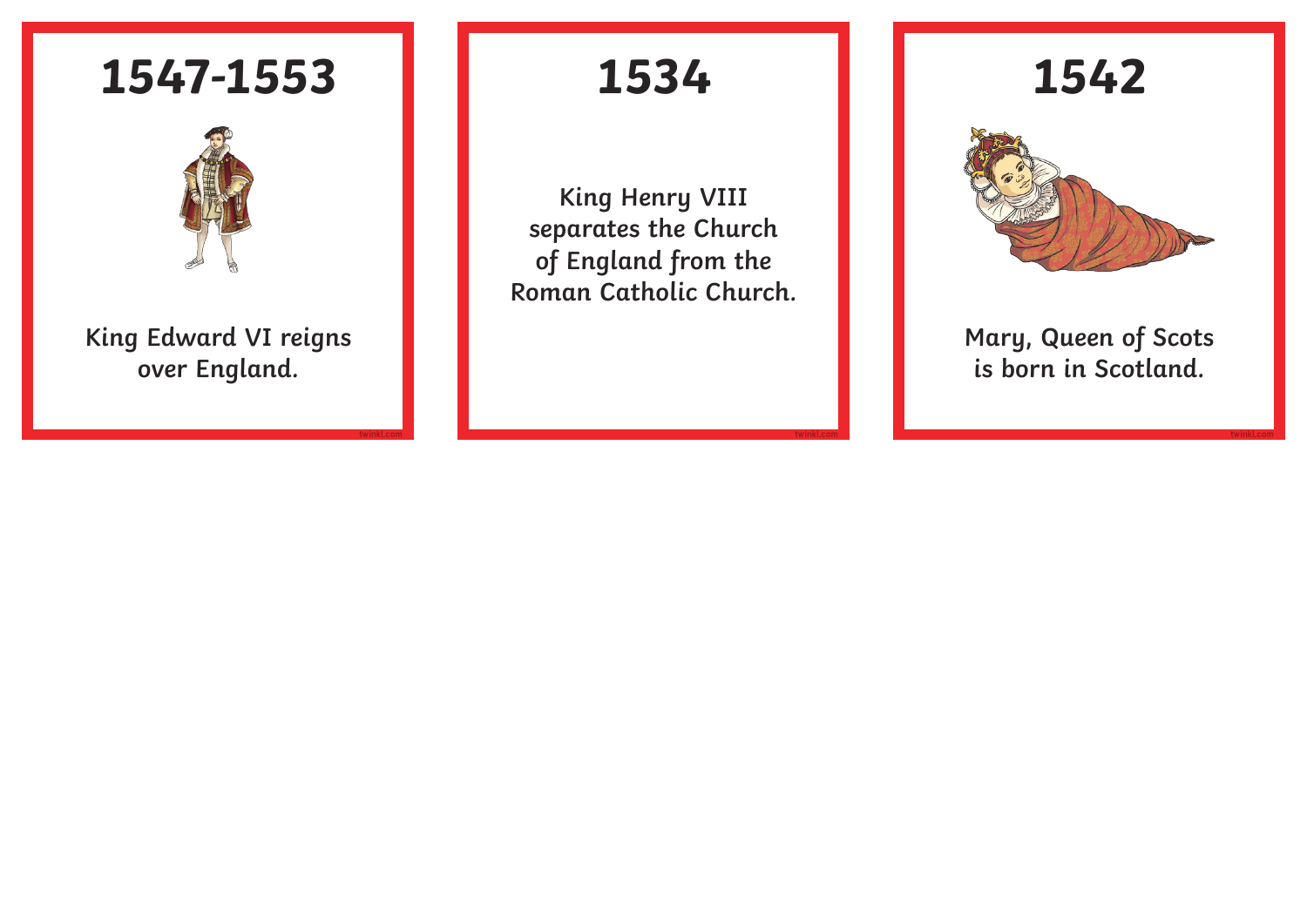## 1547-1553

King Edward VI reigns over England.

## 1534

King Henry VIII separates the Church of England from the Roman Catholic Church.

## 1542

Mary, Queen of Scots is born in Scotland.